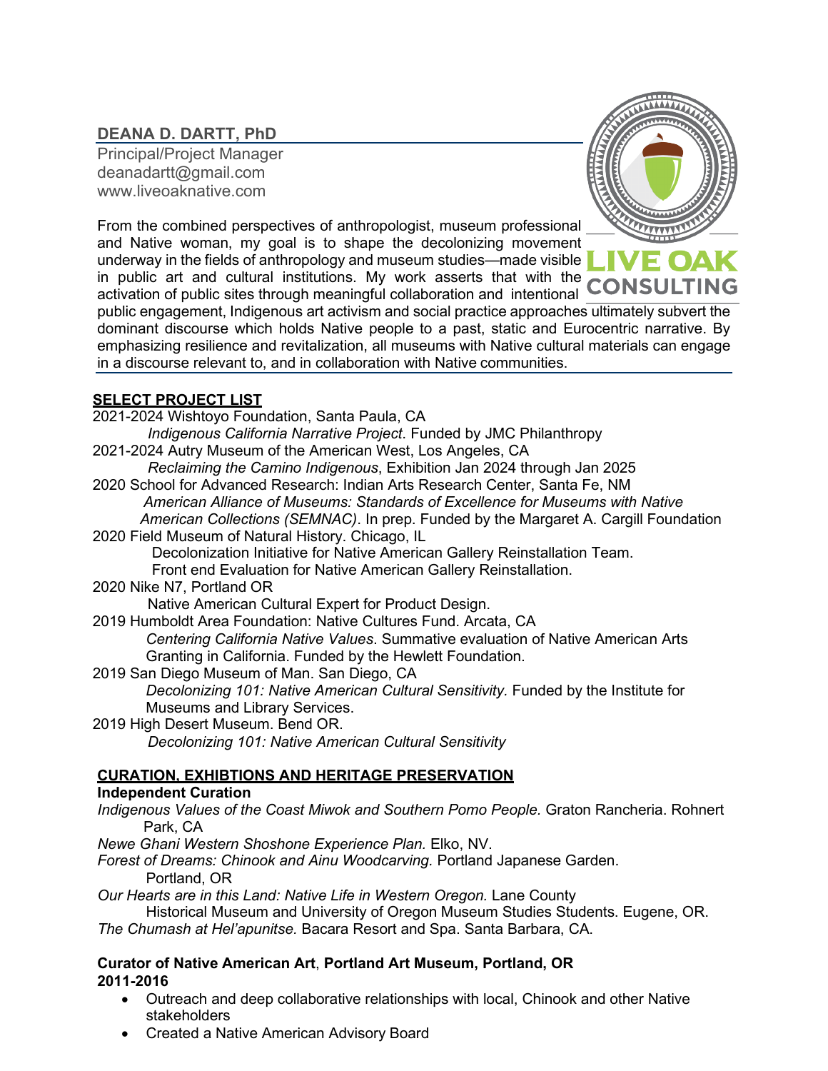# DEANA D. DARTT, PhD

Principal/Project Manager
deanadartt@gmail.com
www.liveoaknative.com

LIVE OAK CONSULTING

From the combined perspectives of anthropologist, museum professional and Native woman, my goal is to shape the decolonizing movement underway in the fields of anthropology and museum studies—made visible in public art and cultural institutions. My work asserts that with the activation of public sites through meaningful collaboration and intentional public engagement, Indigenous art activism and social practice approaches ultimately subvert the dominant discourse which holds Native people to a past, static and Eurocentric narrative. By emphasizing resilience and revitalization, all museums with Native cultural materials can engage in a discourse relevant to, and in collaboration with Native communities.

## SELECT PROJECT LIST

2021-2024 Wishtoyo Foundation, Santa Paula, CA
*Indigenous California Narrative Project*. Funded by JMC Philanthropy

2021-2024 Autry Museum of the American West, Los Angeles, CA
*Reclaiming the Camino Indigenous*, Exhibition Jan 2024 through Jan 2025

2020 School for Advanced Research: Indian Arts Research Center, Santa Fe, NM
*American Alliance of Museums: Standards of Excellence for Museums with Native American Collections (SEMNAC)*. In prep. Funded by the Margaret A. Cargill Foundation

2020 Field Museum of Natural History. Chicago, IL
Decolonization Initiative for Native American Gallery Reinstallation Team.
Front end Evaluation for Native American Gallery Reinstallation.

2020 Nike N7, Portland OR
Native American Cultural Expert for Product Design.

2019 Humboldt Area Foundation: Native Cultures Fund. Arcata, CA
*Centering California Native Values*. Summative evaluation of Native American Arts Granting in California. Funded by the Hewlett Foundation.

2019 San Diego Museum of Man. San Diego, CA
*Decolonizing 101: Native American Cultural Sensitivity.* Funded by the Institute for Museums and Library Services.

2019 High Desert Museum. Bend OR.
*Decolonizing 101: Native American Cultural Sensitivity*

## CURATION, EXHBITIONS AND HERITAGE PRESERVATION

### Independent Curation

*Indigenous Values of the Coast Miwok and Southern Pomo People.* Graton Rancheria. Rohnert Park, CA

*Newe Ghani Western Shoshone Experience Plan.* Elko, NV.

*Forest of Dreams: Chinook and Ainu Woodcarving.* Portland Japanese Garden. Portland, OR

*Our Hearts are in this Land: Native Life in Western Oregon.* Lane County Historical Museum and University of Oregon Museum Studies Students. Eugene, OR.

*The Chumash at Hel'apunitse.* Bacara Resort and Spa. Santa Barbara, CA.

### Curator of Native American Art, Portland Art Museum, Portland, OR
### 2011-2016

- Outreach and deep collaborative relationships with local, Chinook and other Native stakeholders
- Created a Native American Advisory Board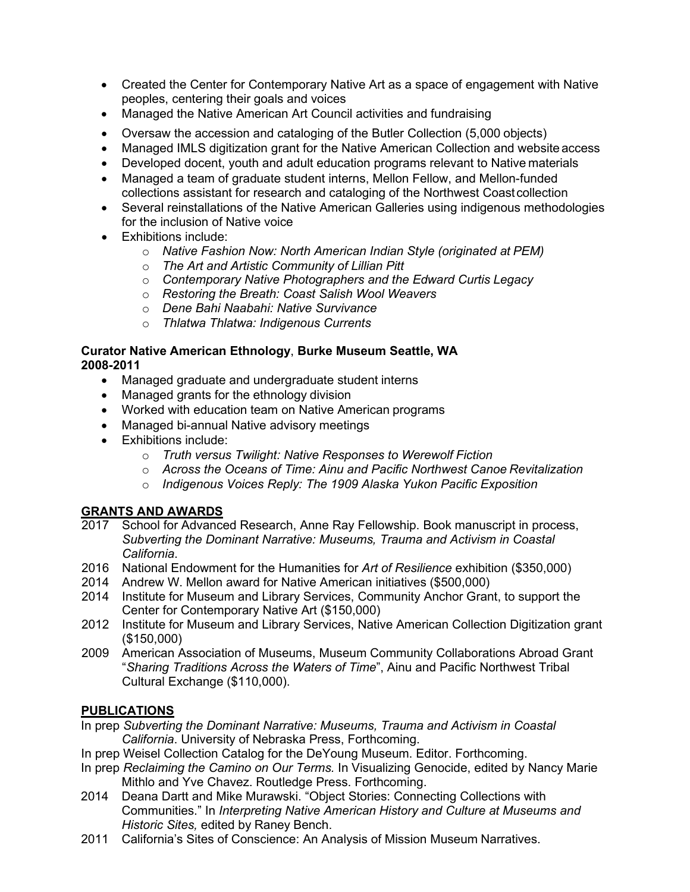- Created the Center for Contemporary Native Art as a space of engagement with Native peoples, centering their goals and voices
- Managed the Native American Art Council activities and fundraising
- Oversaw the accession and cataloging of the Butler Collection (5,000 objects)
- Managed IMLS digitization grant for the Native American Collection and website access
- Developed docent, youth and adult education programs relevant to Native materials
- Managed a team of graduate student interns, Mellon Fellow, and Mellon-funded collections assistant for research and cataloging of the Northwest Coast collection
- Several reinstallations of the Native American Galleries using indigenous methodologies for the inclusion of Native voice
- Exhibitions include:
    - *Native Fashion Now: North American Indian Style (originated at PEM)*
    - *The Art and Artistic Community of Lillian Pitt*
    - *Contemporary Native Photographers and the Edward Curtis Legacy*
    - *Restoring the Breath: Coast Salish Wool Weavers*
    - *Dene Bahi Naabahi: Native Survivance*
    - *Thlatwa Thlatwa: Indigenous Currents*

**Curator Native American Ethnology**, **Burke Museum Seattle, WA**
**2008-2011**

- Managed graduate and undergraduate student interns
- Managed grants for the ethnology division
- Worked with education team on Native American programs
- Managed bi-annual Native advisory meetings
- Exhibitions include:
    - *Truth versus Twilight: Native Responses to Werewolf Fiction*
    - *Across the Oceans of Time: Ainu and Pacific Northwest Canoe Revitalization*
    - *Indigenous Voices Reply: The 1909 Alaska Yukon Pacific Exposition*

## GRANTS AND AWARDS

2017 School for Advanced Research, Anne Ray Fellowship. Book manuscript in process, *Subverting the Dominant Narrative: Museums, Trauma and Activism in Coastal California*.

2016 National Endowment for the Humanities for *Art of Resilience* exhibition ($350,000)

2014 Andrew W. Mellon award for Native American initiatives ($500,000)

2014 Institute for Museum and Library Services, Community Anchor Grant, to support the Center for Contemporary Native Art ($150,000)

2012 Institute for Museum and Library Services, Native American Collection Digitization grant ($150,000)

2009 American Association of Museums, Museum Community Collaborations Abroad Grant "*Sharing Traditions Across the Waters of Time*", Ainu and Pacific Northwest Tribal Cultural Exchange ($110,000).

## PUBLICATIONS

In prep *Subverting the Dominant Narrative: Museums, Trauma and Activism in Coastal California*. University of Nebraska Press, Forthcoming.

In prep Weisel Collection Catalog for the DeYoung Museum. Editor. Forthcoming.

In prep *Reclaiming the Camino on Our Terms.* In Visualizing Genocide, edited by Nancy Marie Mithlo and Yve Chavez. Routledge Press. Forthcoming.

2014 Deana Dartt and Mike Murawski. "Object Stories: Connecting Collections with Communities." In *Interpreting Native American History and Culture at Museums and Historic Sites,* edited by Raney Bench.

2011 California's Sites of Conscience: An Analysis of Mission Museum Narratives.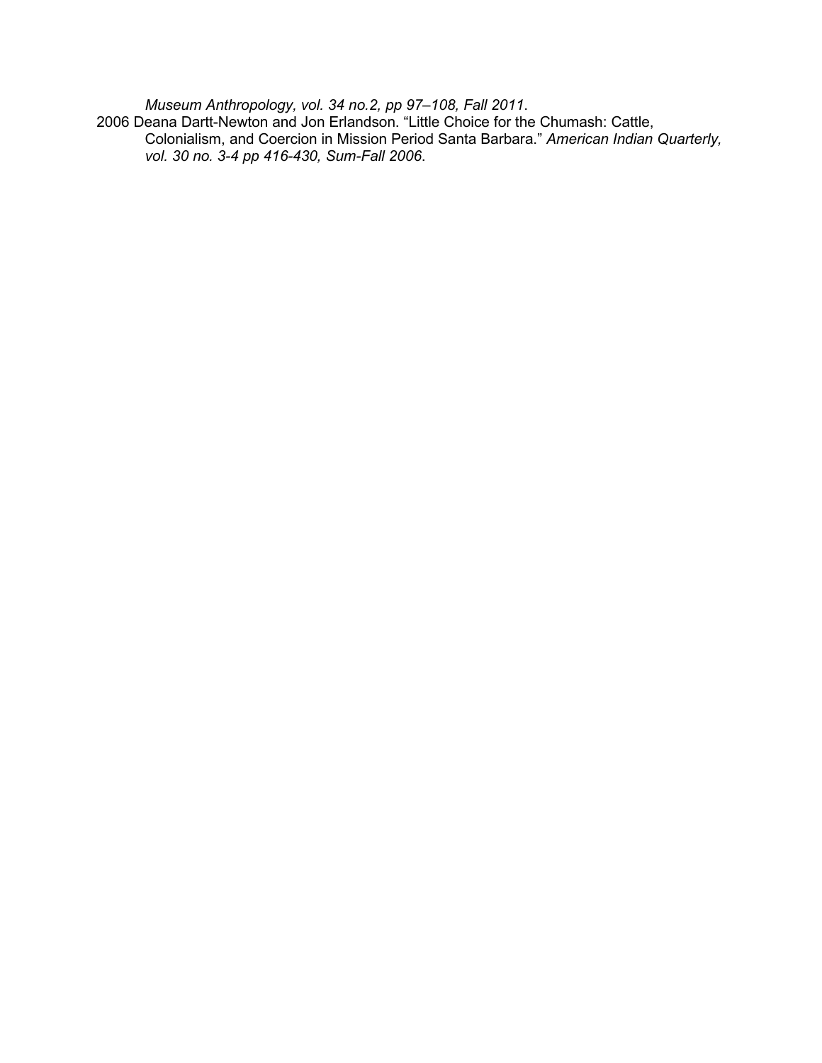*Museum Anthropology, vol. 34 no.2, pp 97–108, Fall 2011*.

2006 Deana Dartt-Newton and Jon Erlandson. "Little Choice for the Chumash: Cattle, Colonialism, and Coercion in Mission Period Santa Barbara." *American Indian Quarterly, vol. 30 no. 3-4 pp 416-430, Sum-Fall 2006*.